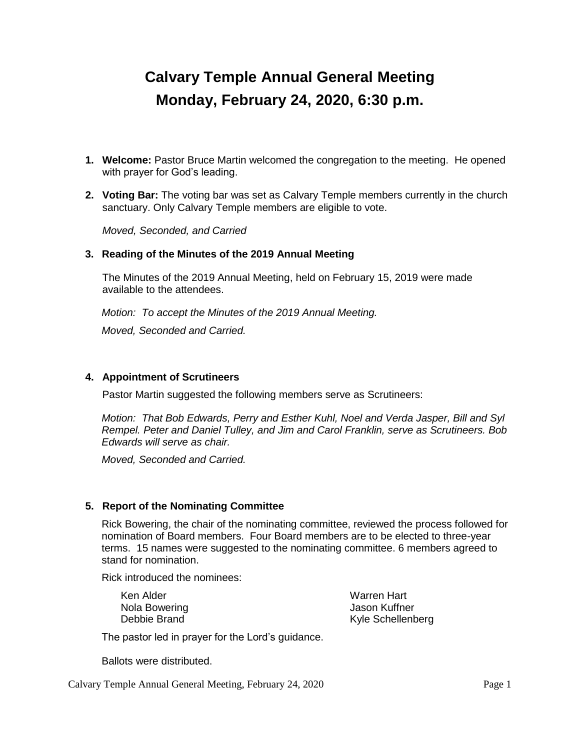# Calvary Temple Annual General Meeting
# Monday, February 24, 2020, 6:30 p.m.

1. **Welcome:** Pastor Bruce Martin welcomed the congregation to the meeting. He opened with prayer for God's leading.

2. **Voting Bar:** The voting bar was set as Calvary Temple members currently in the church sanctuary. Only Calvary Temple members are eligible to vote.

   *Moved, Seconded, and Carried*

3. **Reading of the Minutes of the 2019 Annual Meeting**

   The Minutes of the 2019 Annual Meeting, held on February 15, 2019 were made available to the attendees.

   *Motion: To accept the Minutes of the 2019 Annual Meeting.*

   *Moved, Seconded and Carried.*

4. **Appointment of Scrutineers**

   Pastor Martin suggested the following members serve as Scrutineers:

   *Motion: That Bob Edwards, Perry and Esther Kuhl, Noel and Verda Jasper, Bill and Syl Rempel. Peter and Daniel Tulley, and Jim and Carol Franklin, serve as Scrutineers. Bob Edwards will serve as chair.*

   *Moved, Seconded and Carried.*

5. **Report of the Nominating Committee**

   Rick Bowering, the chair of the nominating committee, reviewed the process followed for nomination of Board members. Four Board members are to be elected to three-year terms. 15 names were suggested to the nominating committee. 6 members agreed to stand for nomination.

   Rick introduced the nominees:

   Ken Alder
   Nola Bowering
   Debbie Brand
   Warren Hart
   Jason Kuffner
   Kyle Schellenberg

   The pastor led in prayer for the Lord's guidance.

   Ballots were distributed.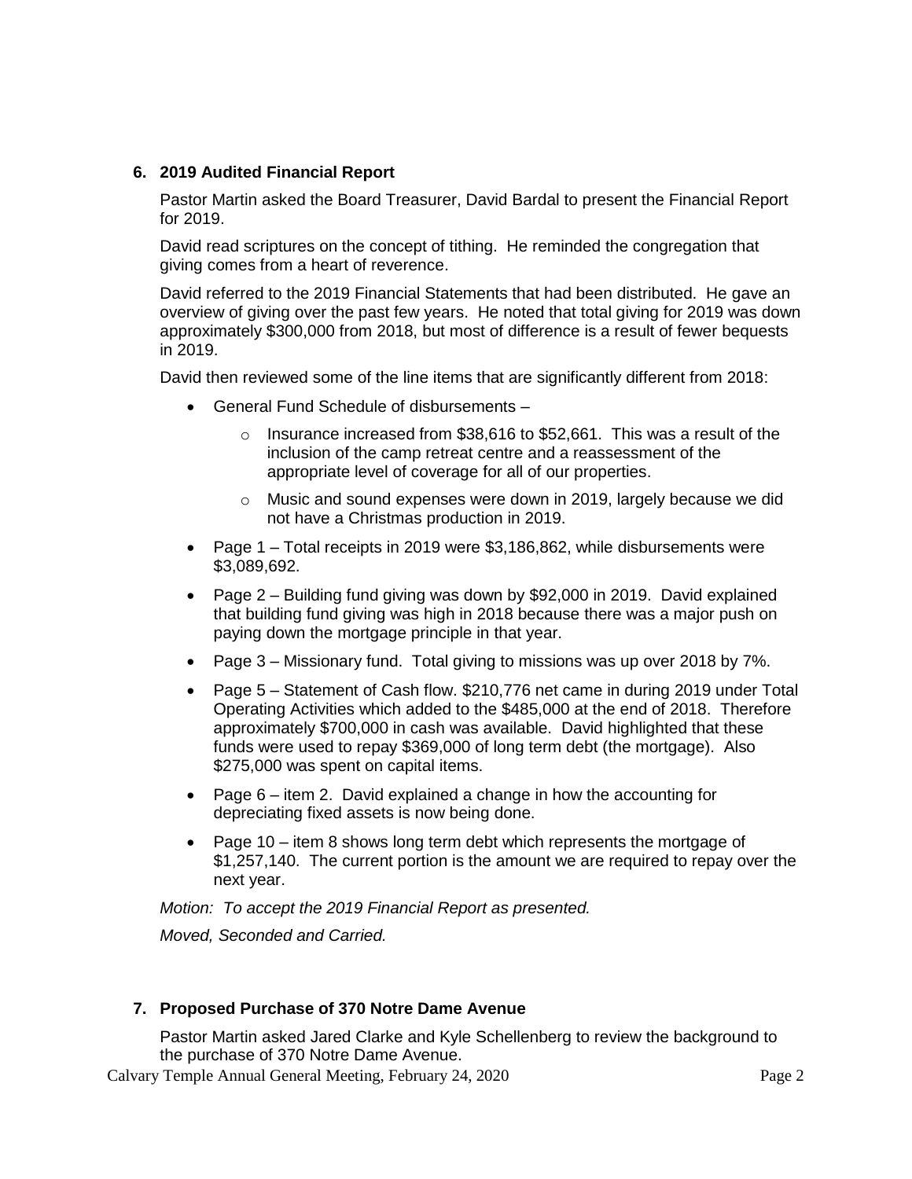## 6. 2019 Audited Financial Report

Pastor Martin asked the Board Treasurer, David Bardal to present the Financial Report for 2019.

David read scriptures on the concept of tithing. He reminded the congregation that giving comes from a heart of reverence.

David referred to the 2019 Financial Statements that had been distributed. He gave an overview of giving over the past few years. He noted that total giving for 2019 was down approximately $300,000 from 2018, but most of difference is a result of fewer bequests in 2019.

David then reviewed some of the line items that are significantly different from 2018:

- General Fund Schedule of disbursements –
  - Insurance increased from $38,616 to $52,661. This was a result of the inclusion of the camp retreat centre and a reassessment of the appropriate level of coverage for all of our properties.
  - Music and sound expenses were down in 2019, largely because we did not have a Christmas production in 2019.
- Page 1 – Total receipts in 2019 were $3,186,862, while disbursements were $3,089,692.
- Page 2 – Building fund giving was down by $92,000 in 2019. David explained that building fund giving was high in 2018 because there was a major push on paying down the mortgage principle in that year.
- Page 3 – Missionary fund. Total giving to missions was up over 2018 by 7%.
- Page 5 – Statement of Cash flow. $210,776 net came in during 2019 under Total Operating Activities which added to the $485,000 at the end of 2018. Therefore approximately $700,000 in cash was available. David highlighted that these funds were used to repay $369,000 of long term debt (the mortgage). Also $275,000 was spent on capital items.
- Page 6 – item 2. David explained a change in how the accounting for depreciating fixed assets is now being done.
- Page 10 – item 8 shows long term debt which represents the mortgage of $1,257,140. The current portion is the amount we are required to repay over the next year.

*Motion: To accept the 2019 Financial Report as presented.*

*Moved, Seconded and Carried.*

## 7. Proposed Purchase of 370 Notre Dame Avenue

Pastor Martin asked Jared Clarke and Kyle Schellenberg to review the background to the purchase of 370 Notre Dame Avenue.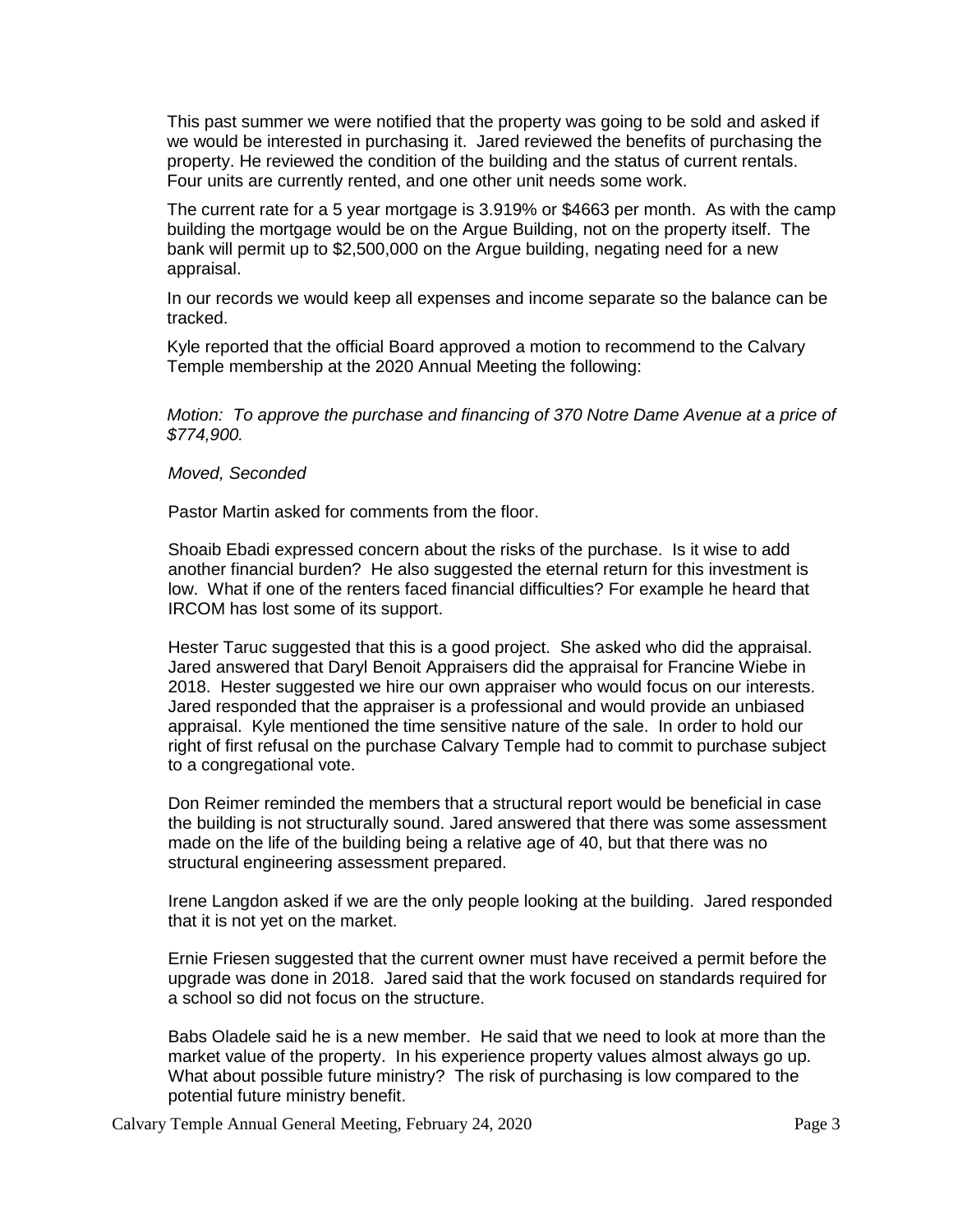This past summer we were notified that the property was going to be sold and asked if we would be interested in purchasing it. Jared reviewed the benefits of purchasing the property. He reviewed the condition of the building and the status of current rentals. Four units are currently rented, and one other unit needs some work.

The current rate for a 5 year mortgage is 3.919% or $4663 per month. As with the camp building the mortgage would be on the Argue Building, not on the property itself. The bank will permit up to $2,500,000 on the Argue building, negating need for a new appraisal.

In our records we would keep all expenses and income separate so the balance can be tracked.

Kyle reported that the official Board approved a motion to recommend to the Calvary Temple membership at the 2020 Annual Meeting the following:

*Motion: To approve the purchase and financing of 370 Notre Dame Avenue at a price of $774,900.*

*Moved, Seconded*

Pastor Martin asked for comments from the floor.

Shoaib Ebadi expressed concern about the risks of the purchase. Is it wise to add another financial burden? He also suggested the eternal return for this investment is low. What if one of the renters faced financial difficulties? For example he heard that IRCOM has lost some of its support.

Hester Taruc suggested that this is a good project. She asked who did the appraisal. Jared answered that Daryl Benoit Appraisers did the appraisal for Francine Wiebe in 2018. Hester suggested we hire our own appraiser who would focus on our interests. Jared responded that the appraiser is a professional and would provide an unbiased appraisal. Kyle mentioned the time sensitive nature of the sale. In order to hold our right of first refusal on the purchase Calvary Temple had to commit to purchase subject to a congregational vote.

Don Reimer reminded the members that a structural report would be beneficial in case the building is not structurally sound. Jared answered that there was some assessment made on the life of the building being a relative age of 40, but that there was no structural engineering assessment prepared.

Irene Langdon asked if we are the only people looking at the building. Jared responded that it is not yet on the market.

Ernie Friesen suggested that the current owner must have received a permit before the upgrade was done in 2018. Jared said that the work focused on standards required for a school so did not focus on the structure.

Babs Oladele said he is a new member. He said that we need to look at more than the market value of the property. In his experience property values almost always go up. What about possible future ministry? The risk of purchasing is low compared to the potential future ministry benefit.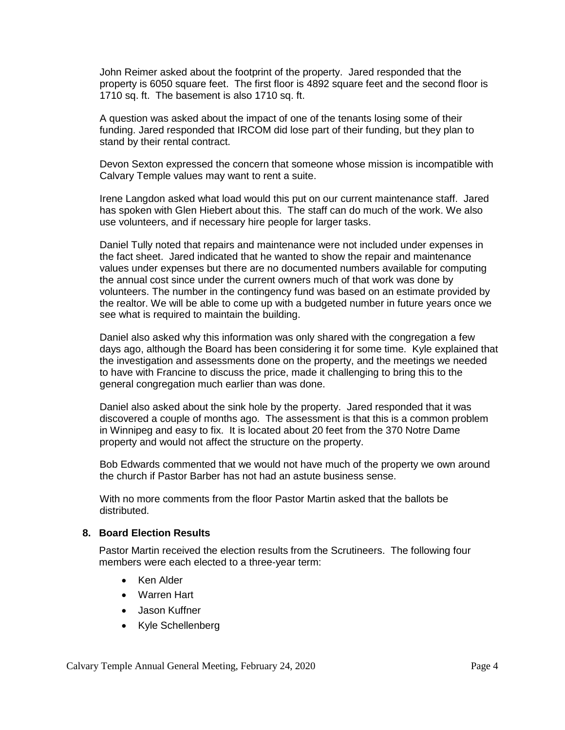John Reimer asked about the footprint of the property. Jared responded that the property is 6050 square feet. The first floor is 4892 square feet and the second floor is 1710 sq. ft. The basement is also 1710 sq. ft.

A question was asked about the impact of one of the tenants losing some of their funding. Jared responded that IRCOM did lose part of their funding, but they plan to stand by their rental contract.

Devon Sexton expressed the concern that someone whose mission is incompatible with Calvary Temple values may want to rent a suite.

Irene Langdon asked what load would this put on our current maintenance staff. Jared has spoken with Glen Hiebert about this. The staff can do much of the work. We also use volunteers, and if necessary hire people for larger tasks.

Daniel Tully noted that repairs and maintenance were not included under expenses in the fact sheet. Jared indicated that he wanted to show the repair and maintenance values under expenses but there are no documented numbers available for computing the annual cost since under the current owners much of that work was done by volunteers. The number in the contingency fund was based on an estimate provided by the realtor. We will be able to come up with a budgeted number in future years once we see what is required to maintain the building.

Daniel also asked why this information was only shared with the congregation a few days ago, although the Board has been considering it for some time. Kyle explained that the investigation and assessments done on the property, and the meetings we needed to have with Francine to discuss the price, made it challenging to bring this to the general congregation much earlier than was done.

Daniel also asked about the sink hole by the property. Jared responded that it was discovered a couple of months ago. The assessment is that this is a common problem in Winnipeg and easy to fix. It is located about 20 feet from the 370 Notre Dame property and would not affect the structure on the property.

Bob Edwards commented that we would not have much of the property we own around the church if Pastor Barber has not had an astute business sense.

With no more comments from the floor Pastor Martin asked that the ballots be distributed.

## 8. Board Election Results

Pastor Martin received the election results from the Scrutineers. The following four members were each elected to a three-year term:

- Ken Alder
- Warren Hart
- Jason Kuffner
- Kyle Schellenberg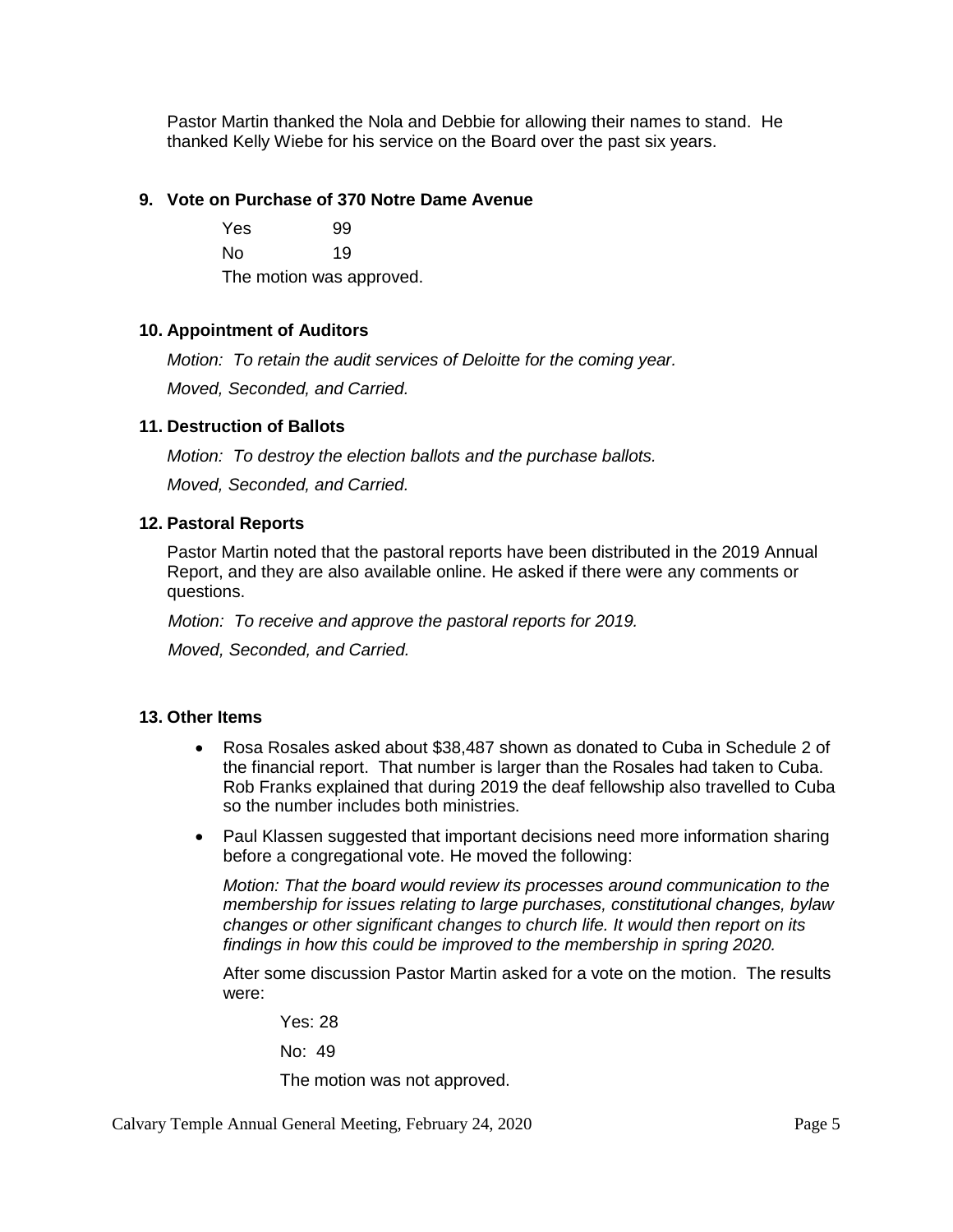Pastor Martin thanked the Nola and Debbie for allowing their names to stand. He thanked Kelly Wiebe for his service on the Board over the past six years.

### 9. Vote on Purchase of 370 Notre Dame Avenue

Yes 99

No 19

The motion was approved.

### 10. Appointment of Auditors

*Motion: To retain the audit services of Deloitte for the coming year.*

*Moved, Seconded, and Carried.*

### 11. Destruction of Ballots

*Motion: To destroy the election ballots and the purchase ballots.*

*Moved, Seconded, and Carried.*

### 12. Pastoral Reports

Pastor Martin noted that the pastoral reports have been distributed in the 2019 Annual Report, and they are also available online. He asked if there were any comments or questions.

*Motion: To receive and approve the pastoral reports for 2019.*

*Moved, Seconded, and Carried.*

### 13. Other Items

- Rosa Rosales asked about $38,487 shown as donated to Cuba in Schedule 2 of the financial report. That number is larger than the Rosales had taken to Cuba. Rob Franks explained that during 2019 the deaf fellowship also travelled to Cuba so the number includes both ministries.
- Paul Klassen suggested that important decisions need more information sharing before a congregational vote. He moved the following:

  *Motion: That the board would review its processes around communication to the membership for issues relating to large purchases, constitutional changes, bylaw changes or other significant changes to church life. It would then report on its findings in how this could be improved to the membership in spring 2020.*

  After some discussion Pastor Martin asked for a vote on the motion. The results were:

  Yes: 28

  No: 49

  The motion was not approved.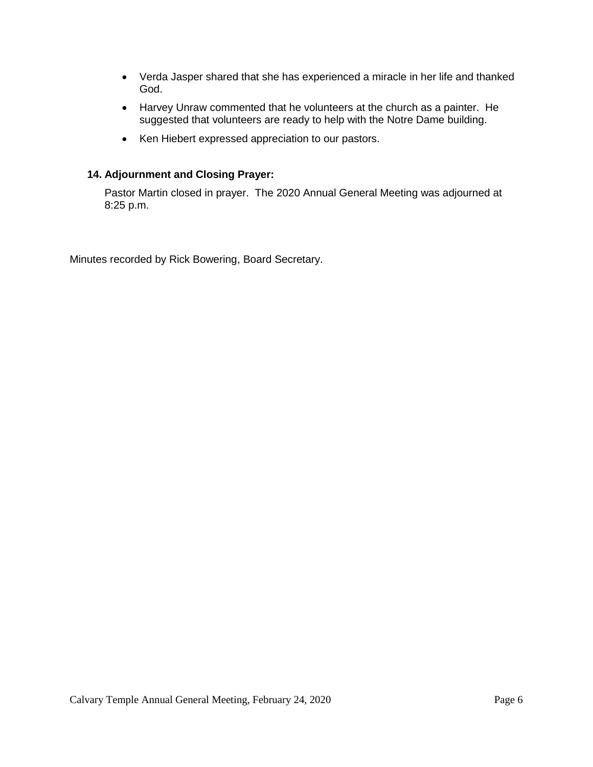- Verda Jasper shared that she has experienced a miracle in her life and thanked God.
- Harvey Unraw commented that he volunteers at the church as a painter. He suggested that volunteers are ready to help with the Notre Dame building.
- Ken Hiebert expressed appreciation to our pastors.

### 14. Adjournment and Closing Prayer:

Pastor Martin closed in prayer. The 2020 Annual General Meeting was adjourned at 8:25 p.m.

Minutes recorded by Rick Bowering, Board Secretary.